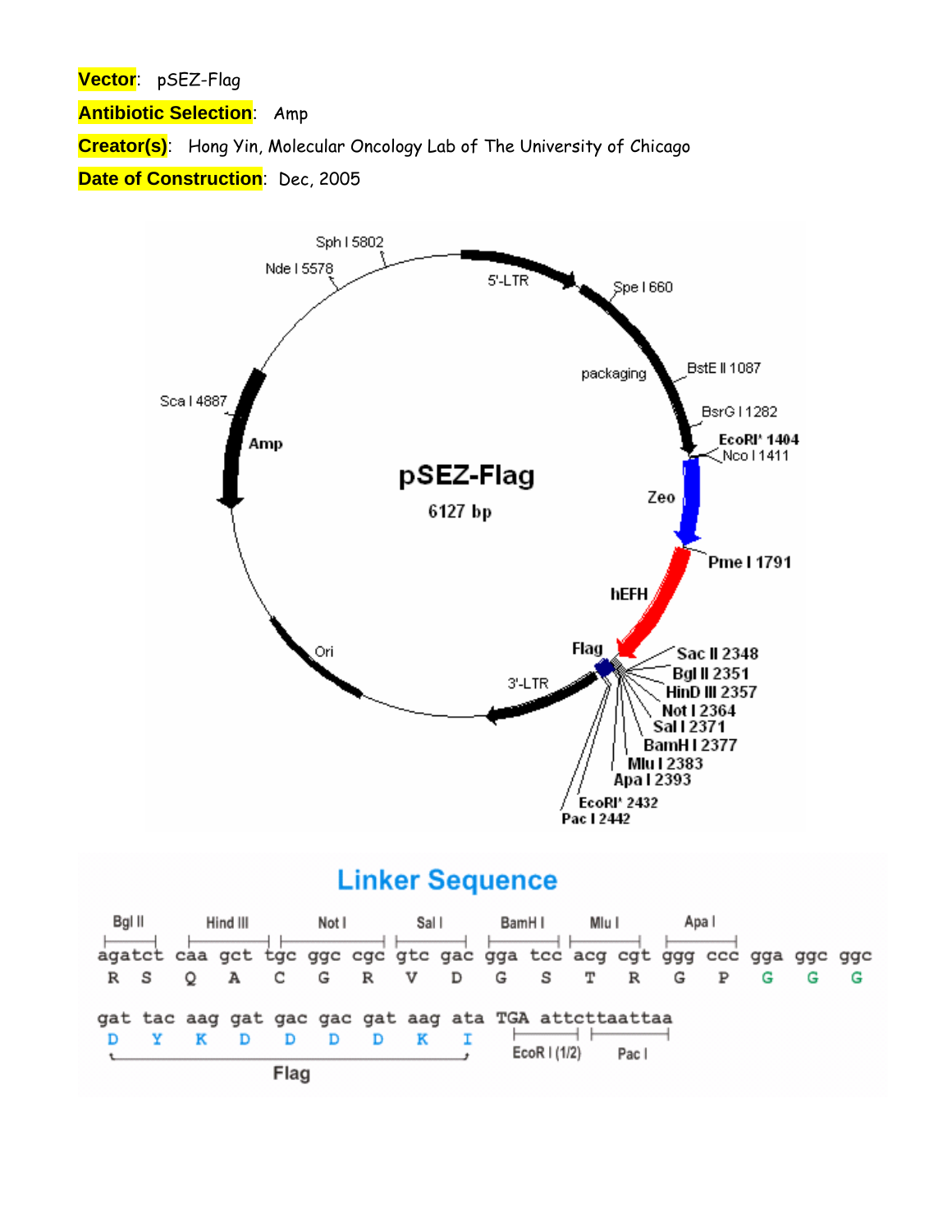**Vector**: pSEZ-Flag

**Antibiotic Selection**: Amp

**Creator(s)**: Hong Yin, Molecular Oncology Lab of The University of Chicago

**Date of Construction**: Dec, 2005

pSEZ-Flag
6127 bp

5'-LTR, Spe I 660, packaging, BstE II 1087, BsrG I 1282, EcoRI' 1404, Nco I 1411, Zeo, Pme I 1791, hEFH, Flag, Sac II 2348, Bgl II 2351, HinD III 2357, Not I 2364, Sal I 2371, BamH I 2377, Mlu I 2383, Apa I 2393, EcoRI' 2432, Pac I 2442, 3'-LTR, Ori, Amp, Sca I 4887, Nde I 5578, Sph I 5802

## Linker Sequence

```
Bgl II   Hind III   Not I       Sal I    BamH I   Mlu I    Apa I
agatct  caa gct  tgc ggc cgc  gtc gac  gga tcc  acg cgt  ggg ccc  gga ggc ggc
R  S    Q   A    C   G   R    V   D    G   S    T   R    G   P    G   G   G

gat tac aag gat gac gac gat aag ata  TGA  attcttaattaa
D   Y   K   D   D   D   D   K   I         EcoR I (1/2)  Pac I
|______________ Flag ______________|
```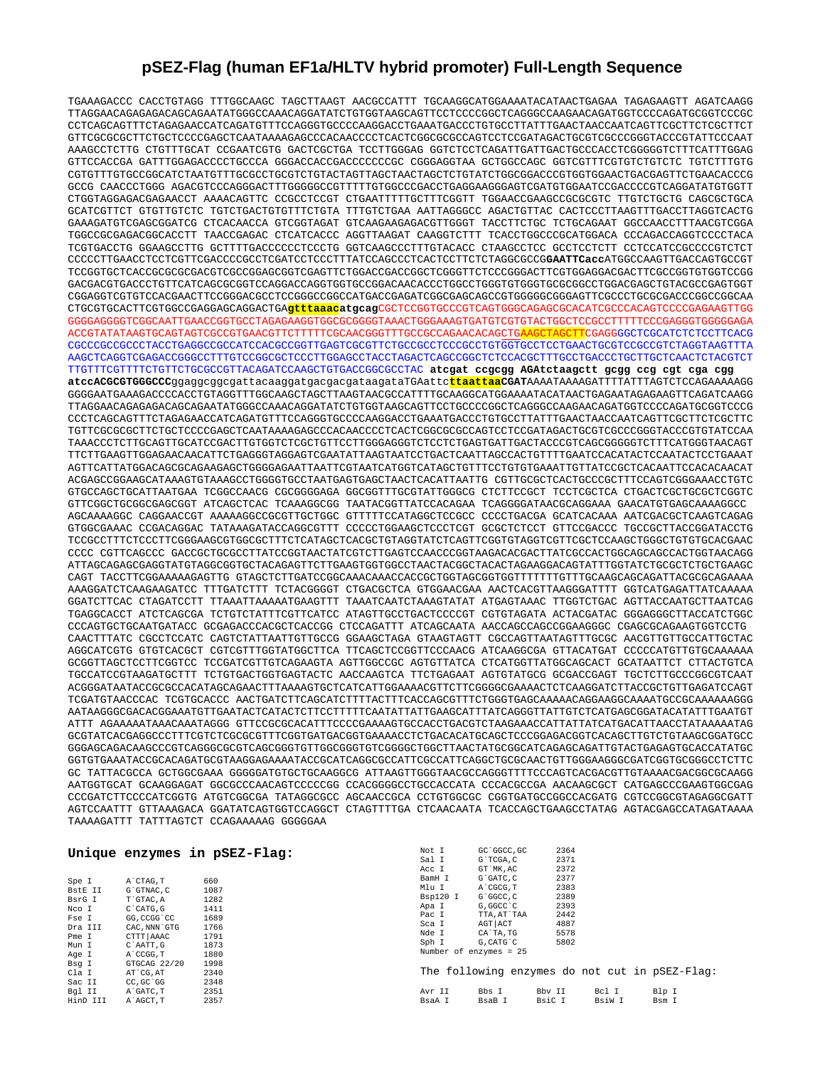# pSEZ-Flag (human EF1a/HLTV hybrid promoter) Full-Length Sequence

```
TGAAAGACCC CACCTGTAGG TTTGGCAAGC TAGCTTAAGT AACGCCATTT TGCAAGGCATGGAAAAATACATAACTGAGAA TAGAGAAGTT AGATCAAGG
TTAGGAACAGAGAGACAGCAGAATATGGGCCAAACAGGATATCTGTGGTAAGCAGTTCCTCCCCGGCTCAGGGCCAAGAACAGATGGTCCCCAGATGCGGTCCCGC
CCTCAGCAGTTTCTAGAGAACCATCAGATGTTTCCAGGGTGCCCCAAGGACCTGAAATGACCCTGTGCCTTATTTGAACTAACCAATCAGTTCGCTTCTCGCTTCT
GTTCGCGCGCTTCTGCTCCCCGAGCTCAATAAAAGAGCCCACAACCCCTCACTCGGCGCGCCAGTCCTCCGATAGACTGCGTCGCCCGGGTACCCGTATTCCCAAT
AAAGCCTCTTG CTGTTTGCAT CCGAATCGTG GACTCGCTGA TCCTTGGGAG GGTCTCCTCAGATTGATTGACTGCCCACCTCGGGGGTCTTTCATTTGGAG
GTTCCACCGA GATTTGGAGACCCCTGCCCA GGGACCACCGACCCCCCCGC CGGGAGGTAA GCTGGCCAGC GGTCGTTTCGTGTCTGTCTC TGTCTTTGTG
CGTGTTTGTGCCGGCATCTAATGTTTGCGCCTGCGTCTGTACTAGTTAGCTAACTAGCTCTGTATCTGGCGGACCCGTGGTGGAACTGACGAGTTCTGAACACCCG
GCCG CAACCCTGGG AGACGTCCCAGGGACTTTGGGGGCCGTTTTTGTGGCCCGACCTGAGGAAGGGAGTCGATGTGGAATCCGACCCCGTCAGGATATGTGGTT
CTGGTAGGAGACGAGAACCT AAAACAGTTC CCGCCTCCGT CTGAATTTTTGCTTTCGGTT TGGAACCGAAGCCGCGCGTC TTGTCTGCTG CAGCGCTGCA
GCATCGTTCT GTGTTGTCTC TGTCTGACTGTGTTTCTGTA TTTGTCTGAA AATTAGGGCC AGACTGTTAC CACTCCCTTAAGTTTGACCTTAGGTCACTG
GAAAGATGTCGAGCGGATCG CTCACAACCA GTCGGTAGAT GTCAAGAAGAGACGTTGGGT TACCTTCTGC TCTGCAGAAT GGCCAACCTTTAACGTCGGA
TGGCCGCGAGACGGCACCTT TAACCGAGAC CTCATCACCC AGGTTAAGAT CAAGGTCTTT TCACCTGGCCCGCATGGACA CCCAGACCAGGTCCCCTACA
TCGTGACCTG GGAAGCCTTG GCTTTTGACCCCCCTCCCTG GGTCAAGCCCTTTGTACACC CTAAGCCTCC GCCTCCTCTT CCTCCATCCGCCCCGTCTCT
CCCCCTTGAACCTCCTCGTTCGACCCCGCCTCGATCCTCCCTTTATCCAGCCCTCACTCCTTCTCTAGGCGCCGGAATTCaccATGGCCAAGTTGACCAGTGCCGT
TCCGGTGCTCACCGCGCGCGACGTCGCCGGAGCGGTCGAGTTCTGGACCGACCGGCTCGGGTTCTCCCGGGACTTCGTGGAGGACGACTTCGCCGGTGTGGTCCGG
GACGACGTGACCCTGTTCATCAGCGCGGTCCAGGACCAGGTGGTGCCGGACAACACCCTGGCCTGGGTGTGGGTGCGCGGCCTGGACGAGCTGTACGCCGAGTGGT
CGGAGGTCGTGTCCACGAACTTCCGGGACGCCTCCGGGCCGGCCATGACCGAGATCGGCGAGCAGCCGTGGGGGCGGGAGTTCGCCCTGCGCGACCCGGCCGGCAA
CTGCGTGCACTTCGTGGCCGAGGAGCAGGACTGAgtttaaacatgcagCGCTCCGGTGCCCGTCAGTGGGCAGAGCGCACATCGCCCACAGTCCCCGAGAAGTTGG
GGGGAGGGGTCGGCAATTGAACCGGTGCCTAGAGAAGGTGGCGCGGGGTAAACTGGGAAAGTGATGTCGTGTACTGGCTCCGCCTTTTTCCCGAGGGTGGGGGAGA
ACCGTATATAAGTGCAGTAGTCGCCGTGAACGTTCTTTTTCGCAACGGGTTTGCCGCCAGAACACAGCTGAAGCTAGCTTCGAGGGGCTCGCATCTCTCCTTCACG
CGCCCGCCGCCCTACCTGAGGCCGCCATCCACGCCGGTTGAGTCGCGTTCTGCCGCCTCCCGCCTGTGGTGCCTCCTGAACTGCGTCCGCCGTCTAGGTAAGTTTA
AAGCTCAGGTCGAGACCGGGCCTTTGTCCGGCGCTCCCTTGGAGCCTACCTAGACTCAGCCGGCTCTCCACGCTTTGCCTGACCCTGCTTGCTCAACTCTACGTCT
TTGTTTCGTTTTCTGTTCTGCGCCGTTACAGATCCAAGCTGTGACCGGCGCCTAC atcgat ccgcgg AGAtctaagctt gcgg ccg cgt cga cgg
atccACGCGTGGGCCCggaggcggcgattacaaggatgacgacgataagataTGAattcttaattaaCGATAAAATAAAAGATTTTATTTAGTCTCCAGAAAAAGG
GGGGAATGAAAGACCCCACCTGTAGGTTTGGCAAGCTAGCTTAAGTAACGCCATTTTGCAAGGCATGGAAAAATACATAACTGAGAATAGAGAAGTTCAGATCAAGG
TTAGGAACAGAGAGACAGCAGAATATGGGCCAAACAGGATATCTGTGGTAAGCAGTTCCTGCCCCGGCTCAGGGCCAAGAACAGATGGTCCCCAGATGCGGTCCCG
CCCTCAGCAGTTTCTAGAGAACCATCAGATGTTTCCAGGGTGCCCCAAGGACCTGAAATGACCCTGTGCCTTATTTGAACTAACCAATCAGTTCGCTTCTCGCTTC
TGTTCGCGCGCTTCTGCTCCCCGAGCTCAATAAAAGAGCCCACAACCCCTCACTCGGCGCGCCAGTCCTCCGATAGACTGCGTCGCCCGGGTACCCGTGTATCCAA
TAAACCCTCTTGCAGTTGCATCCGACTTGTGGTCTCGCTGTTCCTTGGGAGGGTCTCCTCTGAGTGATTGACTACCCGTCAGCGGGGGTCTTTCATGGGTAACAGT
TTCTTGAAGTTGGAGAACAACATTCTGAGGGTAGGAGTCGAATATTAAGTAATCCTGACTCAATTAGCCACTGTTTTGAATCCACATACTCCAATACTCCTGAAAT
AGTTCATTATGGACAGCGCAGAAGAGCTGGGGAGAATTAATTCGTAATCATGGTCATAGCTGTTTCCTGTGTGAAATTGTTATCCGCTCACAATTCCACACAACAT
ACGAGCCGGAAGCATAAAGTGTAAAGCCTGGGGTGCCTAATGAGTGAGCTAACTCACATTAATTG CGTTGCGCTCACTGCCCGCTTTCCAGTCGGGAAACCTGTC
GTGCCAGCTGCATTAATGAA TCGGCCAACG CGCGGGGAGA GGCGGTTTGCGTATTGGGCG CTCTTCCGCT TCCTCGCTCA CTGACTCGCTGCGCTCGGTC
GTTCGGCTGCGGCGAGCGGT ATCAGCTCAC TCAAAGGCGG TAATACGGTTATCCACAGAA TCAGGGGATAACGCAGGAAA GAACATGTGAGCAAAAGGCC
AGCAAAAGGC CAGGAACCGT AAAAAGGCCGCGTTGCTGGC GTTTTTCCATAGGCTCCGCC CCCCTGACGA GCATCACAAA AATCGACGCTCAAGTCAGAG
GTGGCGAAAC CCGACAGGAC TATAAAGATACCAGGCGTTT CCCCCTGGAAGCTCCCTCGT GCGCTCTCCT GTTCCGACCC TGCCGCTTACCGGATACCTG
TCCGCCTTTCTCCCTTCGGGAAGCGTGGCGCTTTCTCATAGCTCACGCTGTAGGTATCTCAGTTCGGTGTAGGTCGTTCGCTCCAAGCTGGGCTGTGTGCACGAAC
CCCC CGTTCAGCCC GACCGCTGCGCCTTATCCGGTAACTATCGTCTTGAGTCCAACCCGGTAAGACACGACTTATCGCCACTGGCAGCAGCCACTGGTAACAGG
ATTAGCAGAGCGAGGTATGTAGGCGGTGCTACAGAGTTCTTGAAGTGGTGGCCTAACTACGGCTACACTAGAAGGACAGTATTTGGTATCTGCGCTCTGCTGAAGC
CAGT TACCTTCGGAAAAAGAGTTG GTAGCTCTTGATCCGGCAAACAAACCACCGCTGGTAGCGGTGGTTTTTTTGTTTGCAAGCAGCAGATTACGCGCAGAAAA
AAAGGATCTCAAGAAGATCC TTTGATCTTT TCTACGGGGT CTGACGCTCA GTGGAACGAA AACTCACGTTAAGGGATTTT GGTCATGAGATTATCAAAAA
GGATCTTCAC CTAGATCCTT TTAAATTAAAAATGAAGTTT TAAATCAATCTAAAGTATAT ATGAGTAAAC TTGGTCTGAC AGTTACCAATGCTTAATCAG
TGAGGCACCT ATCTCAGCGA TCTGTCTATTTCGTTCATCC ATAGTTGCCTGACTCCCCGT CGTGTAGATA ACTACGATAC GGGAGGGCTTACCATCTGGC
CCCAGTGCTGCAATGATACC GCGAGACCCACGCTCACCGG CTCCAGATTT ATCAGCAATA AACCAGCCAGCCGGAAGGGC CGAGCGCAGAAGTGGTCCTG
CAACTTTATC CGCCTCCATC CAGTCTATTAATTGTTGCCG GGAAGCTAGA GTAAGTAGTT CGCCAGTTAATAGTTTGCGC AACGTTGTTGCCATTGCTAC
AGGCATCGTG GTGTCACGCT CGTCGTTTGGTATGGCTTCA TTCAGCTCCGGTTCCCAACG ATCAAGGCGA GTTACATGAT CCCCCATGTTGTGCAAAAAA
GCGGTTAGCTCCTTCGGTCC TCCGATCGTTGTCAGAAGTA AGTTGGCCGC AGTGTTATCA CTCATGGTTATGGCAGCACT GCATAATTCT CTTACTGTCA
TGCCATCCGTAAGATGCTTT TCTGTGACTGGTGAGTACTC AACCAAGTCA TTCTGAGAAT AGTGTATGCG GCGACCGAGT TGCTCTTGCCCGGCGTCAAT
ACGGGATAATACCGCGCCACATAGCAGAACTTTAAAAGTGCTCATCATTGGAAAACGTTCTTCGGGGCGAAAACTCTCAAGGATCTTACCGCTGTTGAGATCCAGT
TCGATGTAACCCAC TCGTGCACCC AACTGATCTTCAGCATCTTTTACTTTCACCAGCGTTTCTGGGTGAGCAAAAACAGGAAGGCAAAATGCCGCAAAAAAGGG
AATAAGGGCGACACGGAAATGTTGAATACTCATACTCTTCCTTTTTCAATATTATTGAAGCATTTATCAGGGTTATTGTCTCATGAGCGGATACATATTTGAATGT
ATTT AGAAAAATAAACAAATAGGG GTTCCGCGCACATTTCCCCGAAAAGTGCCACCTGACGTCTAAGAAACCATTATTATCATGACATTAACCTATAAAAATAG
GCGTATCACGAGGCCCTTTCGTCTCGCGCGTTTCGGTGATGACGGTGAAAACCTCTGACACATGCAGCTCCCGGAGACGGTCACAGCTTGTCTGTAAGCGGATGCC
GGGAGCAGACAAGCCCGTCAGGGCGCGTCAGCGGGTGTTGGCGGGTGTCGGGGCTGGCTTAACTATGCGGCATCAGAGCAGATTGTACTGAGAGTGCACCATATGC
GGTGTGAAATACCGCACAGATGCGTAAGGAGAAAATACCGCATCAGGCGCCATTCGCCATTCAGGCTGCGCAACTGTTGGGAAGGGCGATCGGTGCGGGCCTCTTC
GC TATTACGCCA GCTGGCGAAA GGGGGATGTGCTGCAAGGCG ATTAAGTTGGGTAACGCCAGGGTTTTCCCAGTCACGACGTTGTAAAACGACGGCGCAAGG
AATGGTGCAT GCAAGGAGAT GGCGCCCAACAGTCCCCCGG CCACGGGGCCTGCCACCATA CCCACGCCGA AACAAGCGCT CATGAGCCCGAAGTGGCGAG
CCCGATCTTCCCCATCGGTG ATGTCGGCGA TATAGGCGCC AGCAACCGCA CCTGTGGCGC CGGTGATGCCGGCCACGATG CGTCCGGCGTAGAGGCGATT
AGTCCAATTT GTTAAAGACA GGATATCAGTGGTCCAGGCT CTAGTTTTGA CTCAACAATA TCACCAGCTGAAGCCTATAG AGTACGAGCCATAGATAAAA
TAAAAGATTT TATTTAGTCT CCAGAAAAAG GGGGGAA
```

## Unique enzymes in pSEZ-Flag:

| Enzyme | Site | Position |
|---|---|---|
| Spe I | A`CTAG,T | 660 |
| BstE II | G`GTNAC,C | 1087 |
| BsrG I | T`GTAC,A | 1282 |
| Nco I | C`CATG,G | 1411 |
| Fse I | GG,CCGG`CC | 1689 |
| Dra III | CAC,NNN`GTG | 1766 |
| Pme I | CTTT\|AAAC | 1791 |
| Mun I | C`AATT,G | 1873 |
| Age I | A`CCGG,T | 1880 |
| Bsg I | GTGCAG 22/20 | 1998 |
| Cla I | AT`CG,AT | 2340 |
| Sac II | CC,GC`GG | 2348 |
| Bgl II | A`GATC,T | 2351 |
| HinD III | A`AGCT,T | 2357 |
| Not I | GC`GGCC,GC | 2364 |
| Sal I | G`TCGA,C | 2371 |
| Acc I | GT`MK,AC | 2372 |
| BamH I | G`GATC,C | 2377 |
| Mlu I | A`CGCG,T | 2383 |
| Bsp120 I | G`GGCC,C | 2389 |
| Apa I | G,GGCC`C | 2393 |
| Pac I | TTA,AT`TAA | 2442 |
| Sca I | AGT\|ACT | 4887 |
| Nde I | CA`TA,TG | 5578 |
| Sph I | G,CATG`C | 5802 |

Number of enzymes = 25

The following enzymes do not cut in pSEZ-Flag:

| | | | | |
|---|---|---|---|---|
| Avr II | Bbs I | Bbv II | Bcl I | Blp I |
| BsaA I | BsaB I | BsiC I | BsiW I | Bsm I |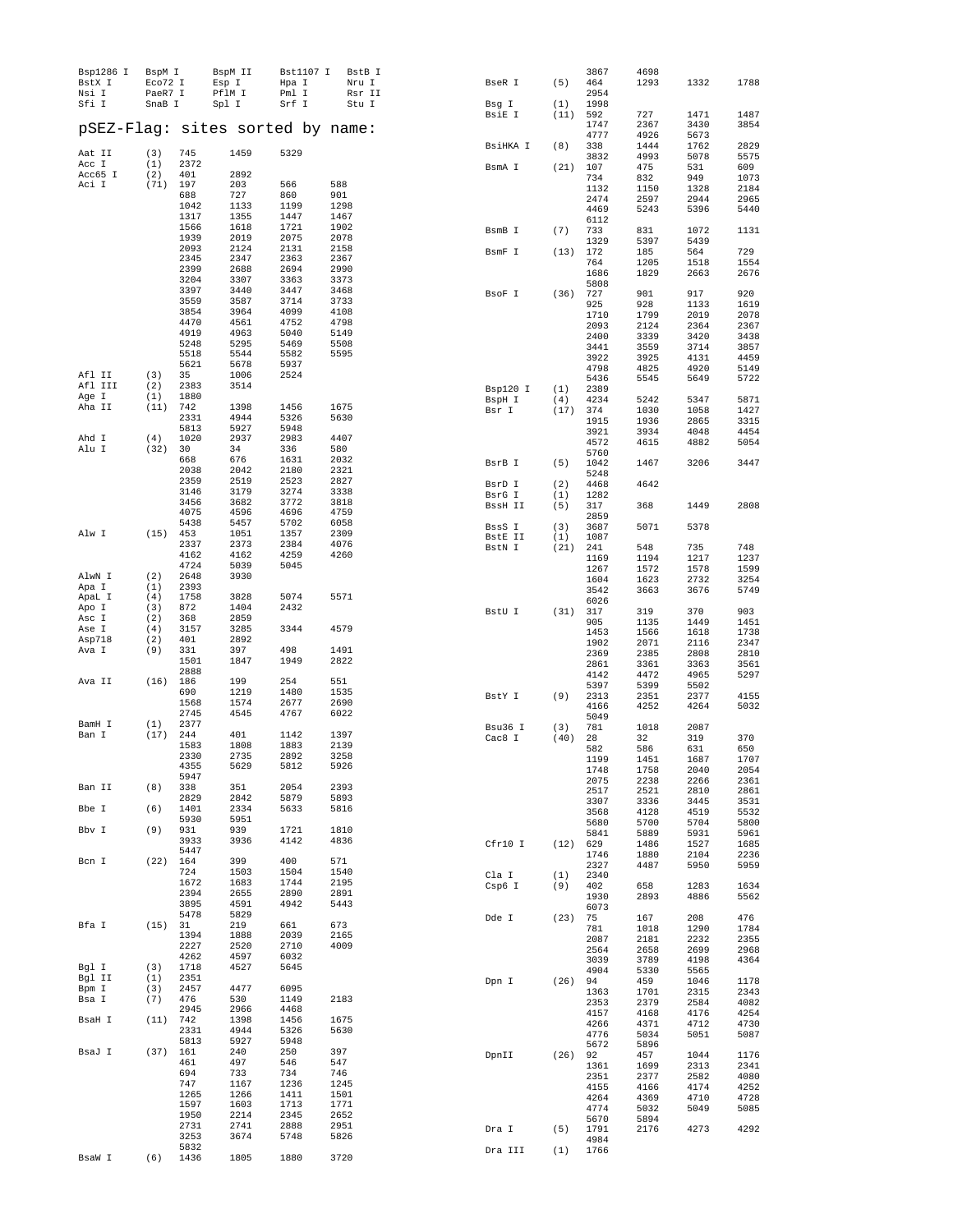| Bsp1286 I | BspM I | BspM II | Bst1107 I | BstB I |
|---|---|---|---|---|
| BstX I | Eco72 I | Esp I | Hpa I | Nru I |
| Nsi I | PaeR7 I | PflM I | Pml I | Rsr II |
| Sfi I | SnaB I | Spl I | Srf I | Stu I |

## pSEZ-Flag: sites sorted by name:

```
Aat II    (3)   745    1459   5329
Acc I     (1)   2372
Acc65 I   (2)   401    2892
Aci I     (71)  197    203    566    588
                688    727    860    901
                1042   1133   1199   1298
                1317   1355   1447   1467
                1566   1618   1721   1902
                1939   2019   2075   2078
                2093   2124   2131   2158
                2345   2347   2363   2367
                2399   2688   2694   2990
                3204   3307   3363   3373
                3397   3440   3447   3468
                3559   3587   3714   3733
                3854   3964   4099   4108
                4470   4561   4752   4798
                4919   4963   5040   5149
                5248   5295   5469   5508
                5518   5544   5582   5595
                5621   5678   5937
Afl II    (3)   35     1006   2524
Afl III   (2)   2383   3514
Age I     (1)   1880
Aha II    (11)  742    1398   1456   1675
                2331   4944   5326   5630
                5813   5927   5948
Ahd I     (4)   1020   2937   2983   4407
Alu I     (32)  30     34     336    580
                668    676    1631   2032
                2038   2042   2180   2321
                2359   2519   2523   2827
                3146   3179   3274   3338
                3456   3682   3772   3818
                4075   4596   4696   4759
                5438   5457   5702   6058
Alw I     (15)  453    1051   1357   2309
                2337   2373   2384   4076
                4162   4162   4259   4260
                4724   5039   5045
AlwN I    (2)   2648   3930
Apa I     (1)   2393
ApaL I    (4)   1758   3828   5074   5571
Apo I     (3)   872    1404   2432
Asc I     (2)   368    2859
Ase I     (4)   3157   3285   3344   4579
Asp718    (2)   401    2892
Ava I     (9)   331    397    498    1491
                1501   1847   1949   2822
                2888
Ava II    (16)  186    199    254    551
                690    1219   1480   1535
                1568   1574   2677   2690
                2745   4545   4767   6022
BamH I    (1)   2377
Ban I     (17)  244    401    1142   1397
                1583   1808   1883   2139
                2330   2735   2892   3258
                4355   5629   5812   5926
                5947
Ban II    (8)   338    351    2054   2393
                2829   2842   5879   5893
Bbe I     (6)   1401   2334   5633   5816
                5930   5951
Bbv I     (9)   931    939    1721   1810
                3933   3936   4142   4836
                5447
Bcn I     (22)  164    399    400    571
                724    1503   1504   1540
                1672   1683   1744   2195
                2394   2655   2890   2891
                3895   4591   4942   5443
                5478   5829
Bfa I     (15)  31     219    661    673
                1394   1888   2039   2165
                2227   2520   2710   4009
                4262   4597   6032
Bgl I     (3)   1718   4527   5645
Bgl II    (1)   2351
Bpm I     (3)   2457   4477   6095
Bsa I     (7)   476    530    1149   2183
                2945   2966   4468
BsaH I    (11)  742    1398   1456   1675
                2331   4944   5326   5630
                5813   5927   5948
BsaJ I    (37)  161    240    250    397
                461    497    546    547
                694    733    734    746
                747    1167   1236   1245
                1265   1266   1411   1501
                1597   1603   1713   1771
                1950   2214   2345   2652
                2731   2741   2888   2951
                3253   3674   5748   5826
                5832
BsaW I    (6)   1436   1805   1880   3720
                3867   4698
BseR I    (5)   464    1293   1332   1788
                2954
Bsg I     (1)   1998
BsiE I    (11)  592    727    1471   1487
                1747   2367   3430   3854
                4777   4926   5673
BsiHKA I  (8)   338    1444   1762   2829
                3832   4993   5078   5575
BsmA I    (21)  107    475    531    609
                734    832    949    1073
                1132   1150   1328   2184
                2474   2597   2944   2965
                4469   5243   5396   5440
                6112
BsmB I    (7)   733    831    1072   1131
                1329   5397   5439
BsmF I    (13)  172    185    564    729
                764    1205   1518   1554
                1686   1829   2663   2676
                5808
BsoF I    (36)  727    901    917    920
                925    928    1133   1619
                1710   1799   2019   2078
                2093   2124   2364   2367
                2400   3339   3420   3438
                3441   3559   3714   3857
                3922   3925   4131   4459
                4798   4825   4920   5149
                5436   5545   5649   5722
Bsp120 I  (1)   2389
BspH I    (4)   4234   5242   5347   5871
Bsr I     (17)  374    1030   1058   1427
                1915   1936   2865   3315
                3921   3934   4048   4454
                4572   4615   4882   5054
                5760
BsrB I    (5)   1042   1467   3206   3447
                5248
BsrD I    (2)   4468   4642
BsrG I    (1)   1282
BssH II   (5)   317    368    1449   2808
                2859
BssS I    (3)   3687   5071   5378
BstE II   (1)   1087
BstN I    (21)  241    548    735    748
                1169   1194   1217   1237
                1267   1572   1578   1599
                1604   1623   2732   3254
                3542   3663   3676   5749
                6026
BstU I    (31)  317    319    370    903
                905    1135   1449   1451
                1453   1566   1618   1738
                1902   2071   2116   2347
                2369   2385   2808   2810
                2861   3361   3363   3561
                4142   4472   4965   5297
                5397   5399   5502
BstY I    (9)   2313   2351   2377   4155
                4166   4252   4264   5032
                5049
Bsu36 I   (3)   781    1018   2087
Cac8 I    (40)  28     32     319    370
                582    586    631    650
                1199   1451   1687   1707
                1748   1758   2040   2054
                2075   2238   2266   2361
                2517   2521   2810   2861
                3307   3336   3445   3531
                3568   4128   4519   5532
                5680   5700   5704   5800
                5841   5889   5931   5961
Cfr10 I   (12)  629    1486   1527   1685
                1746   1880   2104   2236
                2327   4487   5950   5959
Cla I     (1)   2340
Csp6 I    (9)   402    658    1283   1634
                1930   2893   4886   5562
                6073
Dde I     (23)  75     167    208    476
                781    1018   1290   1784
                2087   2181   2232   2355
                2564   2658   2699   2968
                3039   3789   4198   4364
                4904   5330   5565
Dpn I     (26)  94     459    1046   1178
                1363   1701   2315   2343
                2353   2379   2584   4082
                4157   4168   4176   4254
                4266   4371   4712   4730
                4776   5034   5051   5087
                5672   5896
DpnII     (26)  92     457    1044   1176
                1361   1699   2313   2341
                2351   2377   2582   4080
                4155   4166   4174   4252
                4264   4369   4710   4728
                4774   5032   5049   5085
                5670   5894
Dra I     (5)   1791   2176   4273   4292
                4984
Dra III   (1)   1766
```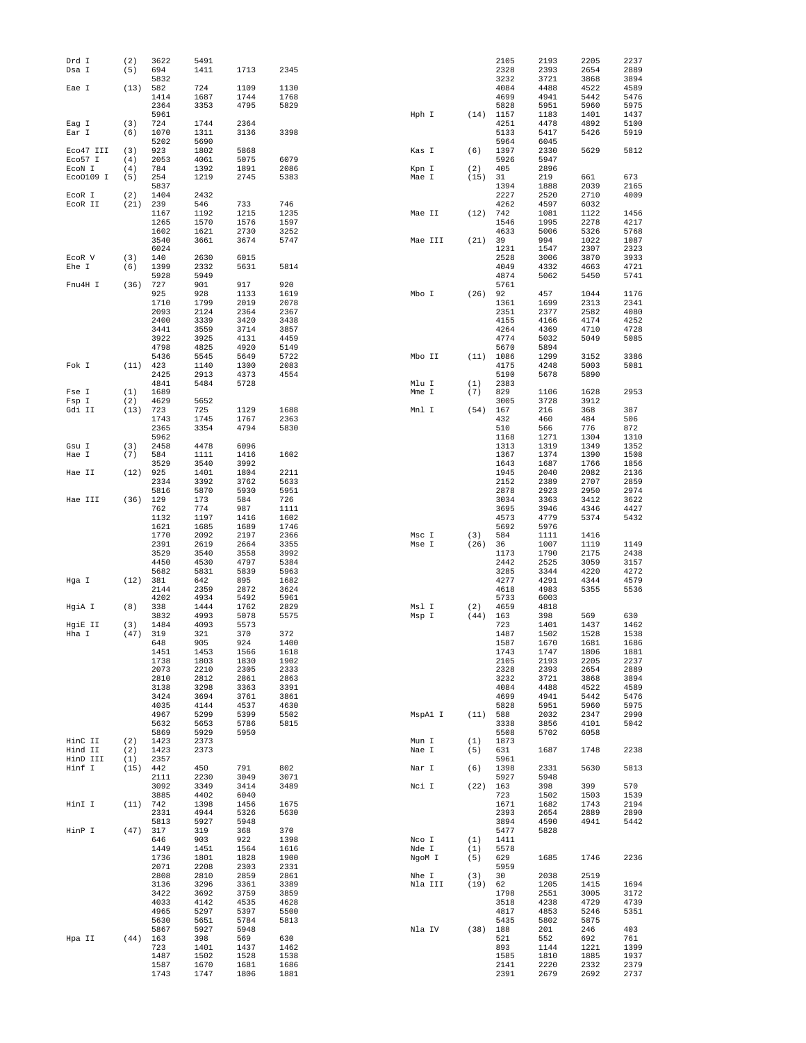```
Drd I      (2)   3622   5491                                                    2105   2193   2205   2237
Dsa I      (5)   694    1411   1713   2345                                      2328   2393   2654   2889
                 5832                                                           3232   3721   3868   3894
Eae I     (13)   582    724    1109   1130                                      4084   4488   4522   4589
                 1414   1687   1744   1768                                      4699   4941   5442   5476
                 2364   3353   4795   5829                                      5828   5951   5960   5975
                 5961                                          Hph I     (14)   1157   1183   1401   1437
Eag I      (3)   724    1744   2364                                             4251   4478   4892   5100
Ear I      (6)   1070   1311   3136   3398                                      5133   5417   5426   5919
                 5202   5690                                                    5964   6045
Eco47 III  (3)   923    1802   5868                            Kas I      (6)   1397   2330   5629   5812
Eco57 I    (4)   2053   4061   5075   6079                                      5926   5947
EcoN I     (4)   784    1392   1891   2086                     Kpn I      (2)   405    2896
EcoO109 I  (5)   254    1219   2745   5383                     Mae I     (15)   31     219    661    673
                 5837                                                           1394   1888   2039   2165
EcoR I     (2)   1404   2432                                                    2227   2520   2710   4009
EcoR II   (21)   239    546    733    746                                       4262   4597   6032
                 1167   1192   1215   1235                     Mae II    (12)   742    1081   1122   1456
                 1265   1570   1576   1597                                      1546   1995   2278   4217
                 1602   1621   2730   3252                                      4633   5006   5326   5768
                 3540   3661   3674   5747                     Mae III   (21)   39     994    1022   1087
                 6024                                                           1231   1547   2307   2323
EcoR V     (3)   140    2630   6015                                             2528   3006   3870   3933
Ehe I      (6)   1399   2332   5631   5814                                      4049   4332   4663   4721
                 5928   5949                                                    4874   5062   5450   5741
Fnu4H I   (36)   727    901    917    920                                       5761
                 925    928    1133   1619                     Mbo I     (26)   92     457    1044   1176
                 1710   1799   2019   2078                                      1361   1699   2313   2341
                 2093   2124   2364   2367                                      2351   2377   2582   4080
                 2400   3339   3420   3438                                      4155   4166   4174   4252
                 3441   3559   3714   3857                                      4264   4369   4710   4728
                 3922   3925   4131   4459                                      4774   5032   5049   5085
                 4798   4825   4920   5149                                      5670   5894
                 5436   5545   5649   5722                     Mbo II    (11)   1086   1299   3152   3386
Fok I     (11)   423    1140   1300   2083                                      4175   4248   5003   5081
                 2425   2913   4373   4554                                      5190   5678   5890
                 4841   5484   5728                            Mlu I      (1)   2383
Fse I      (1)   1689                                          Mme I      (7)   829    1106   1628   2953
Fsp I      (2)   4629   5652                                                    3005   3728   3912
Gdi II    (13)   723    725    1129   1688                     Mnl I     (54)   167    216    368    387
                 1743   1745   1767   2363                                      432    460    484    506
                 2365   3354   4794   5830                                      510    566    776    872
                 5962                                                           1168   1271   1304   1310
Gsu I      (3)   2458   4478   6096                                             1313   1319   1349   1352
Hae I      (7)   584    1111   1416   1602                                      1367   1374   1390   1508
                 3529   3540   3992                                             1643   1687   1766   1856
Hae II    (12)   925    1401   1804   2211                                      1945   2040   2082   2136
                 2334   3392   3762   5633                                      2152   2389   2707   2859
                 5816   5870   5930   5951                                      2878   2923   2950   2974
Hae III   (36)   129    173    584    726                                       3034   3363   3412   3622
                 762    774    987    1111                                      3695   3946   4346   4427
                 1132   1197   1416   1602                                      4573   4779   5374   5432
                 1621   1685   1689   1746                                      5692   5976
                 1770   2092   2197   2366                     Msc I      (3)   584    1111   1416
                 2391   2619   2664   3355                     Mse I     (26)   36     1007   1119   1149
                 3529   3540   3558   3992                                      1173   1790   2175   2438
                 4450   4530   4797   5384                                      2442   2525   3059   3157
                 5682   5831   5839   5963                                      3285   3344   4220   4272
Hga I     (12)   381    642    895    1682                                      4277   4291   4344   4579
                 2144   2359   2872   3624                                      4618   4983   5355   5536
                 4202   4934   5492   5961                                      5733   6003
HgiA I     (8)   338    1444   1762   2829                     Msl I      (2)   4659   4818
                 3832   4993   5078   5575                     Msp I     (44)   163    398    569    630
HgiE II    (3)   1484   4093   5573                                             723    1401   1437   1462
Hha I     (47)   319    321    370    372                                       1487   1502   1528   1538
                 648    905    924    1400                                      1587   1670   1681   1686
                 1451   1453   1566   1618                                      1743   1747   1806   1881
                 1738   1803   1830   1902                                      2105   2193   2205   2237
                 2073   2210   2305   2333                                      2328   2393   2654   2889
                 2810   2812   2861   2863                                      3232   3721   3868   3894
                 3138   3298   3363   3391                                      4084   4488   4522   4589
                 3424   3694   3761   3861                                      4699   4941   5442   5476
                 4035   4144   4537   4630                                      5828   5951   5960   5975
                 4967   5299   5399   5502                     MspA1 I   (11)   588    2032   2347   2990
                 5632   5653   5786   5815                                      3338   3856   4101   5042
                 5869   5929   5950                                             5508   5702   6058
HinC II    (2)   1423   2373                                   Mun I      (1)   1873
Hind II    (2)   1423   2373                                   Nae I      (5)   631    1687   1748   2238
HinD III   (1)   2357                                                           5961
Hinf I    (15)   442    450    791    802                      Nar I      (6)   1398   2331   5630   5813
                 2111   2230   3049   3071                                      5927   5948
                 3092   3349   3414   3489                     Nci I     (22)   163    398    399    570
                 3885   4402   6040                                             723    1502   1503   1539
HinI I    (11)   742    1398   1456   1675                                      1671   1682   1743   2194
                 2331   4944   5326   5630                                      2393   2654   2889   2890
                 5813   5927   5948                                             3894   4590   4941   5442
HinP I    (47)   317    319    368    370                                       5477   5828
                 646    903    922    1398                     Nco I      (1)   1411
                 1449   1451   1564   1616                     Nde I      (1)   5578
                 1736   1801   1828   1900                     NgoM I     (5)   629    1685   1746   2236
                 2071   2208   2303   2331                                      5959
                 2808   2810   2859   2861                     Nhe I      (3)   30     2038   2519
                 3136   3296   3361   3389                     Nla III   (19)   62     1205   1415   1694
                 3422   3692   3759   3859                                      1798   2551   3005   3172
                 4033   4142   4535   4628                                      3518   4238   4729   4739
                 4965   5297   5397   5500                                      4817   4853   5246   5351
                 5630   5651   5784   5813                                      5435   5802   5875
                 5867   5927   5948                            Nla IV    (38)   188    201    246    403
Hpa II    (44)   163    398    569    630                                       521    552    692    761
                 723    1401   1437   1462                                      893    1144   1221   1399
                 1487   1502   1528   1538                                      1585   1810   1885   1937
                 1587   1670   1681   1686                                      2141   2220   2332   2379
                 1743   1747   1806   1881                                      2391   2679   2692   2737
```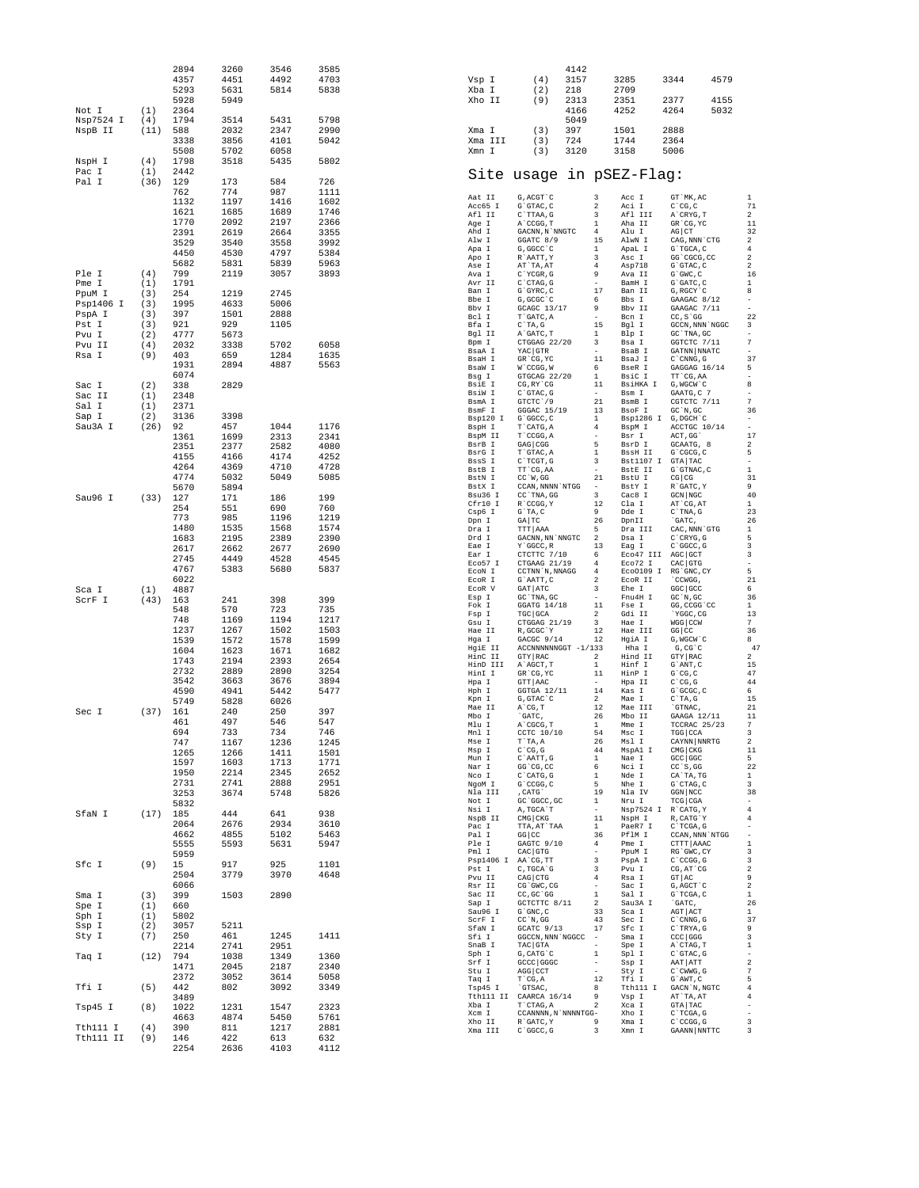| | | | | | |
|---|---|---|---|---|---|
| | | 2894 | 3260 | 3546 | 3585 |
| | | 4357 | 4451 | 4492 | 4703 |
| | | 5293 | 5631 | 5814 | 5838 |
| | | 5928 | 5949 | | |
| Not I | (1) | 2364 | | | |
| Nsp7524 I | (4) | 1794 | 3514 | 5431 | 5798 |
| NspB II | (11) | 588 | 2032 | 2347 | 2990 |
| | | 3338 | 3856 | 4101 | 5042 |
| | | 5508 | 5702 | 6058 | |
| NspH I | (4) | 1798 | 3518 | 5435 | 5802 |
| Pac I | (1) | 2442 | | | |
| Pal I | (36) | 129 | 173 | 584 | 726 |
| | | 762 | 774 | 987 | 1111 |
| | | 1132 | 1197 | 1416 | 1602 |
| | | 1621 | 1685 | 1689 | 1746 |
| | | 1770 | 2092 | 2197 | 2366 |
| | | 2391 | 2619 | 2664 | 3355 |
| | | 3529 | 3540 | 3558 | 3992 |
| | | 4450 | 4530 | 4797 | 5384 |
| | | 5682 | 5831 | 5839 | 5963 |
| Ple I | (4) | 799 | 2119 | 3057 | 3893 |
| Pme I | (1) | 1791 | | | |
| PpuM I | (3) | 254 | 1219 | 2745 | |
| Psp1406 I | (3) | 1995 | 4633 | 5006 | |
| PspA I | (3) | 397 | 1501 | 2888 | |
| Pst I | (3) | 921 | 929 | 1105 | |
| Pvu I | (2) | 4777 | 5673 | | |
| Pvu II | (4) | 2032 | 3338 | 5702 | 6058 |
| Rsa I | (9) | 403 | 659 | 1284 | 1635 |
| | | 1931 | 2894 | 4887 | 5563 |
| | | 6074 | | | |
| Sac I | (2) | 338 | 2829 | | |
| Sac II | (1) | 2348 | | | |
| Sal I | (1) | 2371 | | | |
| Sap I | (2) | 3136 | 3398 | | |
| Sau3A I | (26) | 92 | 457 | 1044 | 1176 |
| | | 1361 | 1699 | 2313 | 2341 |
| | | 2351 | 2377 | 2582 | 4080 |
| | | 4155 | 4166 | 4174 | 4252 |
| | | 4264 | 4369 | 4710 | 4728 |
| | | 4774 | 5032 | 5049 | 5085 |
| | | 5670 | 5894 | | |
| Sau96 I | (33) | 127 | 171 | 186 | 199 |
| | | 254 | 551 | 690 | 760 |
| | | 773 | 985 | 1196 | 1219 |
| | | 1480 | 1535 | 1568 | 1574 |
| | | 1683 | 2195 | 2389 | 2390 |
| | | 2617 | 2662 | 2677 | 2690 |
| | | 2745 | 4449 | 4528 | 4545 |
| | | 4767 | 5383 | 5680 | 5837 |
| | | 6022 | | | |
| Sca I | (1) | 4887 | | | |
| ScrF I | (43) | 163 | 241 | 398 | 399 |
| | | 548 | 570 | 723 | 735 |
| | | 748 | 1169 | 1194 | 1217 |
| | | 1237 | 1267 | 1502 | 1503 |
| | | 1539 | 1572 | 1578 | 1599 |
| | | 1604 | 1623 | 1671 | 1682 |
| | | 1743 | 2194 | 2393 | 2654 |
| | | 2732 | 2889 | 2890 | 3254 |
| | | 3542 | 3663 | 3676 | 3894 |
| | | 4590 | 4941 | 5442 | 5477 |
| | | 5749 | 5828 | 6026 | |
| Sec I | (37) | 161 | 240 | 250 | 397 |
| | | 461 | 497 | 546 | 547 |
| | | 694 | 733 | 734 | 746 |
| | | 747 | 1167 | 1236 | 1245 |
| | | 1265 | 1266 | 1411 | 1501 |
| | | 1597 | 1603 | 1713 | 1771 |
| | | 1950 | 2214 | 2345 | 2652 |
| | | 2731 | 2741 | 2888 | 2951 |
| | | 3253 | 3674 | 5748 | 5826 |
| | | 5832 | | | |
| SfaN I | (17) | 185 | 444 | 641 | 938 |
| | | 2064 | 2676 | 2934 | 3610 |
| | | 4662 | 4855 | 5102 | 5463 |
| | | 5555 | 5593 | 5631 | 5947 |
| | | 5959 | | | |
| Sfc I | (9) | 15 | 917 | 925 | 1101 |
| | | 2504 | 3779 | 3970 | 4648 |
| | | 6066 | | | |
| Sma I | (3) | 399 | 1503 | 2890 | |
| Spe I | (1) | 660 | | | |
| Sph I | (1) | 5802 | | | |
| Ssp I | (2) | 3057 | 5211 | | |
| Sty I | (7) | 250 | 461 | 1245 | 1411 |
| | | 2214 | 2741 | 2951 | |
| Taq I | (12) | 794 | 1038 | 1349 | 1360 |
| | | 1471 | 2045 | 2187 | 2340 |
| | | 2372 | 3052 | 3614 | 5058 |
| Tfi I | (5) | 442 | 802 | 3092 | 3349 |
| | | 3489 | | | |
| Tsp45 I | (8) | 1022 | 1231 | 1547 | 2323 |
| | | 4663 | 4874 | 5450 | 5761 |
| Tth111 I | (4) | 390 | 811 | 1217 | 2881 |
| Tth111 II | (9) | 146 | 422 | 613 | 632 |
| | | 2254 | 2636 | 4103 | 4112 |
| | | 4142 | | | |
| Vsp I | (4) | 3157 | 3285 | 3344 | 4579 |
| Xba I | (2) | 218 | 2709 | | |
| Xho II | (9) | 2313 | 2351 | 2377 | 4155 |
| | | 4166 | 4252 | 4264 | 5032 |
| | | 5049 | | | |
| Xma I | (3) | 397 | 1501 | 2888 | |
| Xma III | (3) | 724 | 1744 | 2364 | |
| Xmn I | (3) | 3120 | 3158 | 5006 | |

## Site usage in pSEZ-Flag:

| | | | | | |
|---|---|---|---|---|---|
| Aat II | G,ACGT`C | 3 | Acc I | GT`MK,AC | 1 |
| Acc65 I | G`GTAC,C | 2 | Aci I | C`CG,C | 71 |
| Afl II | C`TTAA,G | 3 | Afl III | A`CRYG,T | 2 |
| Age I | A`CCGG,T | 1 | Aha II | GR`CG,YC | 11 |
| Ahd I | GACNN,N`NNGTC | 4 | Alu I | AG\|CT | 32 |
| Alw I | GGATC 8/9 | 15 | AlwN I | CAG,NNN`CTG | 2 |
| Apa I | G,GGCC`C | 1 | ApaL I | G`TGCA,C | 4 |
| Apo I | R`AATT,Y | 3 | Asc I | GG`CGCG,CC | 2 |
| Ase I | AT`TA,AT | 4 | Asp718 | G`GTAC,C | 2 |
| Ava I | C`YCGR,G | 9 | Ava II | G`GWC,C | 16 |
| Avr II | C`CTAG,G | - | BamH I | G`GATC,C | 1 |
| Ban I | G`GYRC,C | 17 | Ban II | G,RGCY`C | 8 |
| Bbe I | G,GCGC`C | 6 | Bbs I | GAAGAC 8/12 | - |
| Bbv I | GCAGC 13/17 | 9 | Bbv II | GAAGAC 7/11 | - |
| Bcl I | T`GATC,A | - | Bcn I | CC,S`GG | 22 |
| Bfa I | C`TA,G | 15 | Bgl I | GCCN,NNN`NGGC | 3 |
| Bgl II | A`GATC,T | 1 | Blp I | GC`TNA,GC | - |
| Bpm I | CTGGAG 22/20 | 3 | Bsa I | GGTCTC 7/11 | 7 |
| BsaA I | YAC\|GTR | - | BsaB I | GATNN\|NNATC | - |
| BsaH I | GR`CG,YC | 11 | BsaJ I | C`CNNG,G | 37 |
| BsaW I | W`CCGG,W | 6 | BseR I | GAGGAG 16/14 | 5 |
| Bsg I | GTGCAG 22/20 | 1 | BsiC I | TT`CG,AA | - |
| BsiE I | CG,RY`CG | 11 | BsiHKA I | G,WGCW`C | 8 |
| BsiW I | C`GTAC,G | - | Bsm I | GAATG,C 7 | - |
| BsmA I | GTCTC 1/5 | 21 | BsmB I | CGTCTC 7/11 | 7 |
| BsmF I | GGGAC 15/19 | 13 | BsoF I | GC`N,GC | 36 |
| Bsp120 I | G`GGCC,C | 1 | Bsp1286 I | G,DGCH`C | - |
| BspH I | T`CATG,A | 4 | BspM I | ACCTGC 10/14 | - |
| BspM II | T`CCGG,A | - | Bsr I | ACT,GG` | 17 |
| BsrB I | GAG\|CGG | 5 | BsrD I | GCAATG, 8 | 2 |
| BsrG I | T`GTAC,A | 1 | BssH II | G`CGCG,C | 5 |
| BssS I | C`TCGT,G | 3 | Bst1107 I | GTA\|TAC | - |
| BstB I | TT`CG,AA | - | BstE II | G`GTNAC,C | 1 |
| BstN I | CC`W,GG | 21 | BstU I | CG\|CG | 31 |
| BstX I | CCAN,NNNN`NTGG | - | BstY I | R`GATC,Y | 9 |
| Bsu36 I | CC`TNA,GG | 3 | Cac8 I | GCN\|NGC | 40 |
| Cfr10 I | R`CCGG,Y | 12 | Cla I | AT`CG,AT | 1 |
| Csp6 I | G`TA,C | 9 | Dde I | C`TNA,G | 23 |
| Dpn I | GA\|TC | 26 | DpnII | `GATC, | 26 |
| Dra I | TTT\|AAA | 5 | Dra III | CAC,NNN`GTG | 1 |
| Drd I | GACNN,NN`NNGTC | 2 | Dsa I | C`CRYG,G | 5 |
| Eae I | Y`GGCC,R | 13 | Eag I | C`GGCC,G | 3 |
| Ear I | CTCTTC 7/10 | 6 | Eco47 III | AGC\|GCT | 3 |
| Eco57 I | CTGAAG 21/19 | 4 | Eco72 I | CAC\|GTG | - |
| EcoN I | CCTNN`N,NNAGG | 4 | Eco0109 I | RG`GNC,CY | 5 |
| EcoR I | G`AATT,C | 2 | EcoR II | `CCWGG, | 21 |
| EcoR V | GAT\|ATC | 3 | Ehe I | GGC\|GCC | 6 |
| Esp I | GC`TNA,GC | - | Fnu4H I | GC`N,GC | 36 |
| Fok I | GGATG 14/18 | 11 | Fse I | GG,CCGG`CC | 1 |
| Fsp I | TGC\|GCA | 2 | Gdi II | `YGGC,CG | 13 |
| Gsu I | CTGGAG 21/19 | 3 | Hae I | WGG\|CCW | 7 |
| Hae II | R,GCGC`Y | 12 | Hae III | GG\|CC | 36 |
| Hga I | GACGC 9/14 | 12 | HgiA I | G,WGCW`C | 8 |
| HgiE II | ACCNNNNNNGGT -1/133 | | Hha I | G,CG`C | 47 |
| HinC II | GTY\|RAC | 2 | Hind II | GTY\|RAC | 2 |
| HinD III | A`AGCT,T | 1 | Hinf I | G`ANT,C | 15 |
| HinI I | GR`CG,YC | 11 | HinP I | G`CG,C | 47 |
| Hpa I | GTT\|AAC | - | Hpa II | C`CG,G | 44 |
| Hph I | GGTGA 12/11 | 14 | Kas I | G`GCGC,C | 6 |
| Kpn I | G,GTAC`C | 2 | Mae I | C`TA,G | 15 |
| Mae II | A`CG,T | 12 | Mae III | `GTNAC, | 21 |
| Mbo I | `GATC, | 26 | Mbo II | GAAGA 12/11 | 11 |
| Mlu I | A`CGCG,T | 1 | Mme I | TCCRAC 25/23 | 7 |
| Mnl I | CCTC 10/10 | 54 | Msc I | TGG\|CCA | 3 |
| Mse I | T`TA,A | 26 | Msl I | CAYNN\|NNRTG | 2 |
| Msp I | C`CG,G | 44 | MspA1 I | CMG\|CKG | 11 |
| Mun I | C`AATT,G | 1 | Nae I | GCC\|GGC | 5 |
| Nar I | GG`CG,CC | 6 | Nci I | CC`S,GG | 22 |
| Nco I | C`CATG,G | 1 | Nde I | CA`TA,TG | 1 |
| NgoM I | G`CCGG,C | 5 | Nhe I | G`CTAG,C | 3 |
| Nla III | ,CATG` | 19 | Nla IV | GGN\|NCC | 38 |
| Not I | GC`GGCC,GC | 1 | Nru I | TCG\|CGA | - |
| Nsi I | A,TGCA`T | - | Nsp7524 I | R`CATG,Y | 4 |
| NspB II | CMG\|CKG | 11 | NspH I | R,CATG`Y | 4 |
| Pac I | TTA,AT`TAA | 1 | PaeR7 I | C`TCGA,G | - |
| Pal I | GG\|CC | 36 | PflM I | CCAN,NNN`NTGG | - |
| Ple I | GAGTC 9/10 | 4 | Pme I | CTTT\|AAAC | 1 |
| Pml I | CAC\|GTG | - | PpuM I | RG`GWC,CY | 3 |
| Psp1406 I | AA`CG,TT | 3 | PspA I | C`CCGG,G | 3 |
| Pst I | C,TGCA`G | 3 | Pvu I | CG,AT`CG | 2 |
| Pvu II | CAG\|CTG | 4 | Rsa I | GT\|AC | 9 |
| Rsr II | CG`GWC,CG | - | Sac I | G,AGCT`C | 2 |
| Sac II | CC,GC`GG | 1 | Sal I | G`TCGA,C | 1 |
| Sap I | GCTCTTC 8/11 | 2 | Sau3A I | `GATC, | 26 |
| Sau96 I | G`GNC,C | 33 | Sca I | AGT\|ACT | 1 |
| ScrF I | CC`N,GG | 43 | Sec I | C`CNNG,G | 37 |
| SfaN I | GCATC 9/13 | 17 | Sfc I | C`TRYA,G | 9 |
| Sfi I | GGCCN,NNN`NGGCC | - | Sma I | CCC\|GGG | 3 |
| SnaB I | TAC\|GTA | - | Spe I | A`CTAG,T | 1 |
| Sph I | G,CATG`C | 1 | Spl I | C`GTAC,G | - |
| Srf I | GCCC\|GGGC | - | Ssp I | AAT\|ATT | 2 |
| Stu I | AGG\|CCT | - | Sty I | C`CWWG,G | 7 |
| Taq I | T`CG,A | 12 | Tfi I | G`AWT,C | 5 |
| Tsp45 I | `GTSAC, | 8 | Tth111 I | GACN`N,NGTC | 4 |
| Tth111 II | CAARCA 16/14 | 9 | Vsp I | AT`TA,AT | 4 |
| Xba I | T`CTAG,A | 2 | Xca I | GTA\|TAC | - |
| Xcm I | CCANNNN,N`NNNNTGG- | | Xho I | C`TCGA,G | - |
| Xho II | R`GATC,Y | 9 | Xma I | C`CCGG,G | 3 |
| Xma III | C`GGCC,G | 3 | Xmn I | GAANN\|NNTTC | 3 |